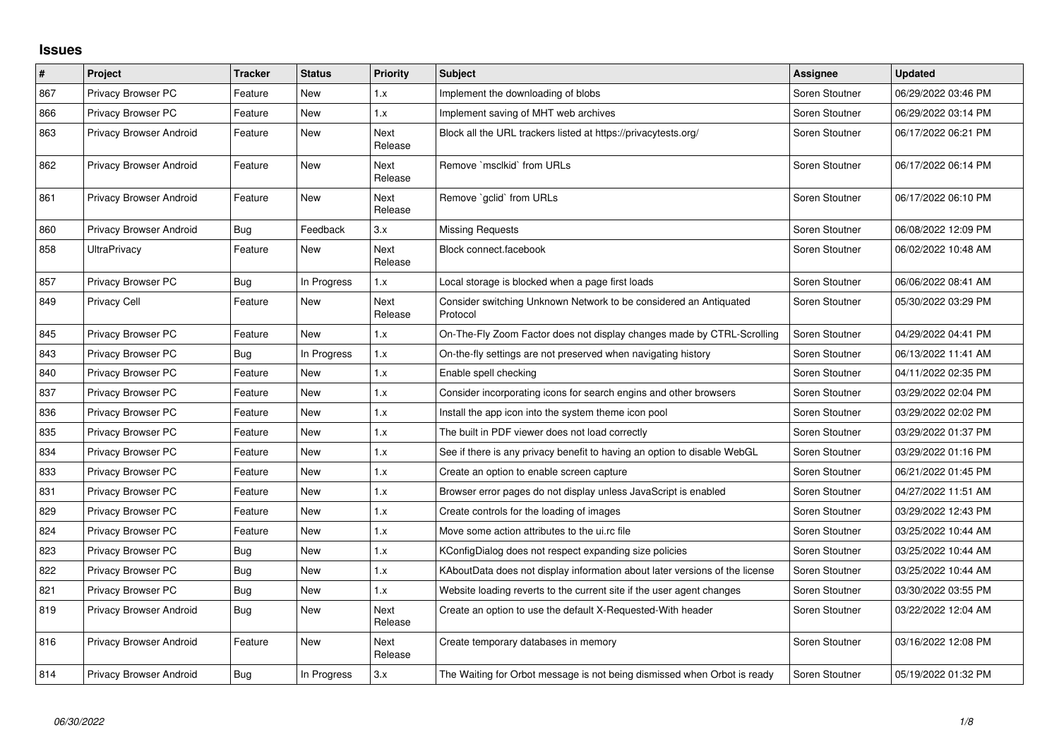## Issues

| # | Project | Tracker | Status | Priority | Subject | Assignee | Updated |
|---|---|---|---|---|---|---|---|
| 867 | Privacy Browser PC | Feature | New | 1.x | Implement the downloading of blobs | Soren Stoutner | 06/29/2022 03:46 PM |
| 866 | Privacy Browser PC | Feature | New | 1.x | Implement saving of MHT web archives | Soren Stoutner | 06/29/2022 03:14 PM |
| 863 | Privacy Browser Android | Feature | New | Next Release | Block all the URL trackers listed at https://privacytests.org/ | Soren Stoutner | 06/17/2022 06:21 PM |
| 862 | Privacy Browser Android | Feature | New | Next Release | Remove `msclkid` from URLs | Soren Stoutner | 06/17/2022 06:14 PM |
| 861 | Privacy Browser Android | Feature | New | Next Release | Remove `gclid` from URLs | Soren Stoutner | 06/17/2022 06:10 PM |
| 860 | Privacy Browser Android | Bug | Feedback | 3.x | Missing Requests | Soren Stoutner | 06/08/2022 12:09 PM |
| 858 | UltraPrivacy | Feature | New | Next Release | Block connect.facebook | Soren Stoutner | 06/02/2022 10:48 AM |
| 857 | Privacy Browser PC | Bug | In Progress | 1.x | Local storage is blocked when a page first loads | Soren Stoutner | 06/06/2022 08:41 AM |
| 849 | Privacy Cell | Feature | New | Next Release | Consider switching Unknown Network to be considered an Antiquated Protocol | Soren Stoutner | 05/30/2022 03:29 PM |
| 845 | Privacy Browser PC | Feature | New | 1.x | On-The-Fly Zoom Factor does not display changes made by CTRL-Scrolling | Soren Stoutner | 04/29/2022 04:41 PM |
| 843 | Privacy Browser PC | Bug | In Progress | 1.x | On-the-fly settings are not preserved when navigating history | Soren Stoutner | 06/13/2022 11:41 AM |
| 840 | Privacy Browser PC | Feature | New | 1.x | Enable spell checking | Soren Stoutner | 04/11/2022 02:35 PM |
| 837 | Privacy Browser PC | Feature | New | 1.x | Consider incorporating icons for search engins and other browsers | Soren Stoutner | 03/29/2022 02:04 PM |
| 836 | Privacy Browser PC | Feature | New | 1.x | Install the app icon into the system theme icon pool | Soren Stoutner | 03/29/2022 02:02 PM |
| 835 | Privacy Browser PC | Feature | New | 1.x | The built in PDF viewer does not load correctly | Soren Stoutner | 03/29/2022 01:37 PM |
| 834 | Privacy Browser PC | Feature | New | 1.x | See if there is any privacy benefit to having an option to disable WebGL | Soren Stoutner | 03/29/2022 01:16 PM |
| 833 | Privacy Browser PC | Feature | New | 1.x | Create an option to enable screen capture | Soren Stoutner | 06/21/2022 01:45 PM |
| 831 | Privacy Browser PC | Feature | New | 1.x | Browser error pages do not display unless JavaScript is enabled | Soren Stoutner | 04/27/2022 11:51 AM |
| 829 | Privacy Browser PC | Feature | New | 1.x | Create controls for the loading of images | Soren Stoutner | 03/29/2022 12:43 PM |
| 824 | Privacy Browser PC | Feature | New | 1.x | Move some action attributes to the ui.rc file | Soren Stoutner | 03/25/2022 10:44 AM |
| 823 | Privacy Browser PC | Bug | New | 1.x | KConfigDialog does not respect expanding size policies | Soren Stoutner | 03/25/2022 10:44 AM |
| 822 | Privacy Browser PC | Bug | New | 1.x | KAboutData does not display information about later versions of the license | Soren Stoutner | 03/25/2022 10:44 AM |
| 821 | Privacy Browser PC | Bug | New | 1.x | Website loading reverts to the current site if the user agent changes | Soren Stoutner | 03/30/2022 03:55 PM |
| 819 | Privacy Browser Android | Bug | New | Next Release | Create an option to use the default X-Requested-With header | Soren Stoutner | 03/22/2022 12:04 AM |
| 816 | Privacy Browser Android | Feature | New | Next Release | Create temporary databases in memory | Soren Stoutner | 03/16/2022 12:08 PM |
| 814 | Privacy Browser Android | Bug | In Progress | 3.x | The Waiting for Orbot message is not being dismissed when Orbot is ready | Soren Stoutner | 05/19/2022 01:32 PM |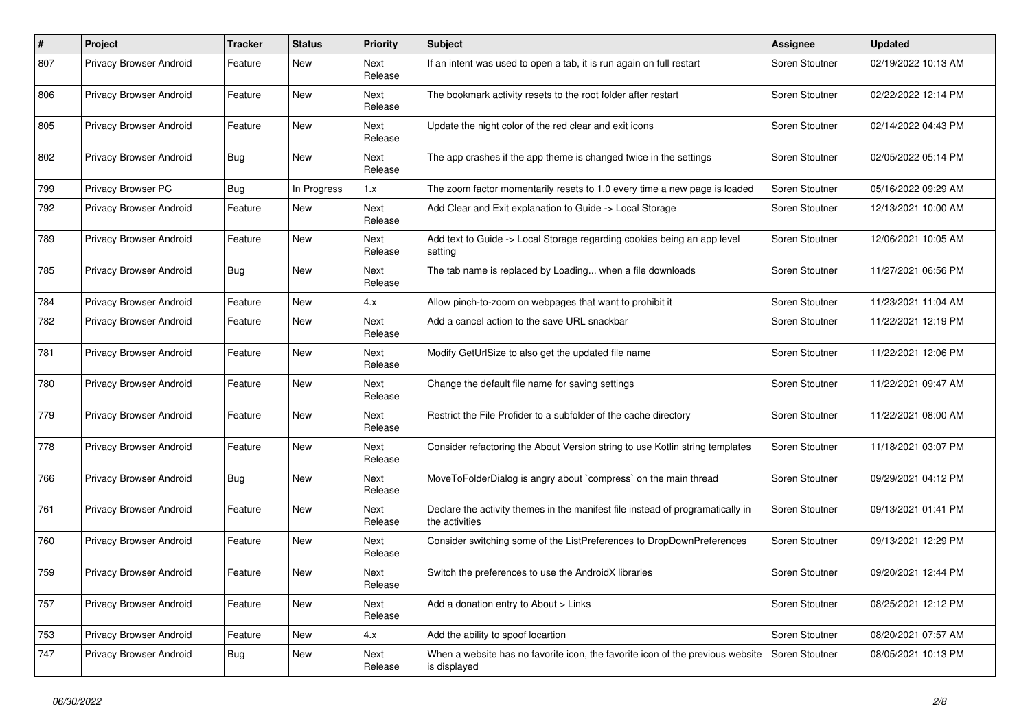| # | Project | Tracker | Status | Priority | Subject | Assignee | Updated |
|---|---|---|---|---|---|---|---|
| 807 | Privacy Browser Android | Feature | New | Next Release | If an intent was used to open a tab, it is run again on full restart | Soren Stoutner | 02/19/2022 10:13 AM |
| 806 | Privacy Browser Android | Feature | New | Next Release | The bookmark activity resets to the root folder after restart | Soren Stoutner | 02/22/2022 12:14 PM |
| 805 | Privacy Browser Android | Feature | New | Next Release | Update the night color of the red clear and exit icons | Soren Stoutner | 02/14/2022 04:43 PM |
| 802 | Privacy Browser Android | Bug | New | Next Release | The app crashes if the app theme is changed twice in the settings | Soren Stoutner | 02/05/2022 05:14 PM |
| 799 | Privacy Browser PC | Bug | In Progress | 1.x | The zoom factor momentarily resets to 1.0 every time a new page is loaded | Soren Stoutner | 05/16/2022 09:29 AM |
| 792 | Privacy Browser Android | Feature | New | Next Release | Add Clear and Exit explanation to Guide -> Local Storage | Soren Stoutner | 12/13/2021 10:00 AM |
| 789 | Privacy Browser Android | Feature | New | Next Release | Add text to Guide -> Local Storage regarding cookies being an app level setting | Soren Stoutner | 12/06/2021 10:05 AM |
| 785 | Privacy Browser Android | Bug | New | Next Release | The tab name is replaced by Loading... when a file downloads | Soren Stoutner | 11/27/2021 06:56 PM |
| 784 | Privacy Browser Android | Feature | New | 4.x | Allow pinch-to-zoom on webpages that want to prohibit it | Soren Stoutner | 11/23/2021 11:04 AM |
| 782 | Privacy Browser Android | Feature | New | Next Release | Add a cancel action to the save URL snackbar | Soren Stoutner | 11/22/2021 12:19 PM |
| 781 | Privacy Browser Android | Feature | New | Next Release | Modify GetUrlSize to also get the updated file name | Soren Stoutner | 11/22/2021 12:06 PM |
| 780 | Privacy Browser Android | Feature | New | Next Release | Change the default file name for saving settings | Soren Stoutner | 11/22/2021 09:47 AM |
| 779 | Privacy Browser Android | Feature | New | Next Release | Restrict the File Profider to a subfolder of the cache directory | Soren Stoutner | 11/22/2021 08:00 AM |
| 778 | Privacy Browser Android | Feature | New | Next Release | Consider refactoring the About Version string to use Kotlin string templates | Soren Stoutner | 11/18/2021 03:07 PM |
| 766 | Privacy Browser Android | Bug | New | Next Release | MoveToFolderDialog is angry about `compress` on the main thread | Soren Stoutner | 09/29/2021 04:12 PM |
| 761 | Privacy Browser Android | Feature | New | Next Release | Declare the activity themes in the manifest file instead of programatically in the activities | Soren Stoutner | 09/13/2021 01:41 PM |
| 760 | Privacy Browser Android | Feature | New | Next Release | Consider switching some of the ListPreferences to DropDownPreferences | Soren Stoutner | 09/13/2021 12:29 PM |
| 759 | Privacy Browser Android | Feature | New | Next Release | Switch the preferences to use the AndroidX libraries | Soren Stoutner | 09/20/2021 12:44 PM |
| 757 | Privacy Browser Android | Feature | New | Next Release | Add a donation entry to About > Links | Soren Stoutner | 08/25/2021 12:12 PM |
| 753 | Privacy Browser Android | Feature | New | 4.x | Add the ability to spoof locartion | Soren Stoutner | 08/20/2021 07:57 AM |
| 747 | Privacy Browser Android | Bug | New | Next Release | When a website has no favorite icon, the favorite icon of the previous website is displayed | Soren Stoutner | 08/05/2021 10:13 PM |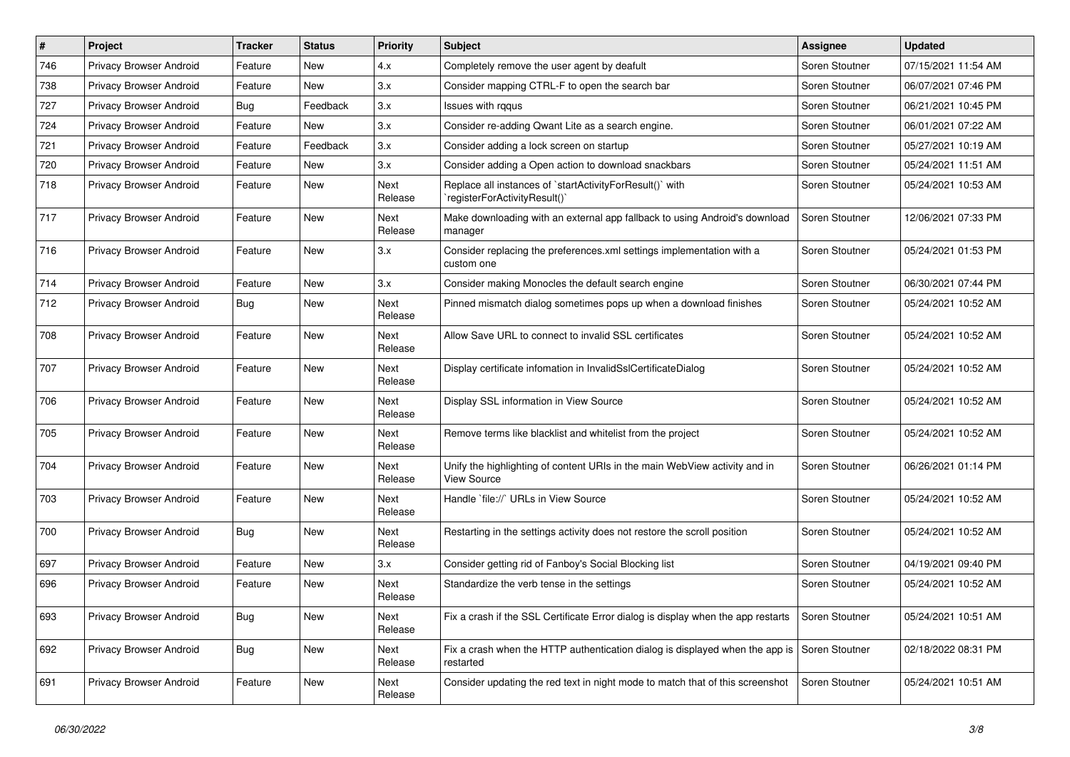| # | Project | Tracker | Status | Priority | Subject | Assignee | Updated |
|---|---|---|---|---|---|---|---|
| 746 | Privacy Browser Android | Feature | New | 4.x | Completely remove the user agent by deafult | Soren Stoutner | 07/15/2021 11:54 AM |
| 738 | Privacy Browser Android | Feature | New | 3.x | Consider mapping CTRL-F to open the search bar | Soren Stoutner | 06/07/2021 07:46 PM |
| 727 | Privacy Browser Android | Bug | Feedback | 3.x | Issues with rqqus | Soren Stoutner | 06/21/2021 10:45 PM |
| 724 | Privacy Browser Android | Feature | New | 3.x | Consider re-adding Qwant Lite as a search engine. | Soren Stoutner | 06/01/2021 07:22 AM |
| 721 | Privacy Browser Android | Feature | Feedback | 3.x | Consider adding a lock screen on startup | Soren Stoutner | 05/27/2021 10:19 AM |
| 720 | Privacy Browser Android | Feature | New | 3.x | Consider adding a Open action to download snackbars | Soren Stoutner | 05/24/2021 11:51 AM |
| 718 | Privacy Browser Android | Feature | New | Next Release | Replace all instances of `startActivityForResult()` with `registerForActivityResult()` | Soren Stoutner | 05/24/2021 10:53 AM |
| 717 | Privacy Browser Android | Feature | New | Next Release | Make downloading with an external app fallback to using Android's download manager | Soren Stoutner | 12/06/2021 07:33 PM |
| 716 | Privacy Browser Android | Feature | New | 3.x | Consider replacing the preferences.xml settings implementation with a custom one | Soren Stoutner | 05/24/2021 01:53 PM |
| 714 | Privacy Browser Android | Feature | New | 3.x | Consider making Monocles the default search engine | Soren Stoutner | 06/30/2021 07:44 PM |
| 712 | Privacy Browser Android | Bug | New | Next Release | Pinned mismatch dialog sometimes pops up when a download finishes | Soren Stoutner | 05/24/2021 10:52 AM |
| 708 | Privacy Browser Android | Feature | New | Next Release | Allow Save URL to connect to invalid SSL certificates | Soren Stoutner | 05/24/2021 10:52 AM |
| 707 | Privacy Browser Android | Feature | New | Next Release | Display certificate infomation in InvalidSslCertificateDialog | Soren Stoutner | 05/24/2021 10:52 AM |
| 706 | Privacy Browser Android | Feature | New | Next Release | Display SSL information in View Source | Soren Stoutner | 05/24/2021 10:52 AM |
| 705 | Privacy Browser Android | Feature | New | Next Release | Remove terms like blacklist and whitelist from the project | Soren Stoutner | 05/24/2021 10:52 AM |
| 704 | Privacy Browser Android | Feature | New | Next Release | Unify the highlighting of content URIs in the main WebView activity and in View Source | Soren Stoutner | 06/26/2021 01:14 PM |
| 703 | Privacy Browser Android | Feature | New | Next Release | Handle `file://` URLs in View Source | Soren Stoutner | 05/24/2021 10:52 AM |
| 700 | Privacy Browser Android | Bug | New | Next Release | Restarting in the settings activity does not restore the scroll position | Soren Stoutner | 05/24/2021 10:52 AM |
| 697 | Privacy Browser Android | Feature | New | 3.x | Consider getting rid of Fanboy's Social Blocking list | Soren Stoutner | 04/19/2021 09:40 PM |
| 696 | Privacy Browser Android | Feature | New | Next Release | Standardize the verb tense in the settings | Soren Stoutner | 05/24/2021 10:52 AM |
| 693 | Privacy Browser Android | Bug | New | Next Release | Fix a crash if the SSL Certificate Error dialog is display when the app restarts | Soren Stoutner | 05/24/2021 10:51 AM |
| 692 | Privacy Browser Android | Bug | New | Next Release | Fix a crash when the HTTP authentication dialog is displayed when the app is restarted | Soren Stoutner | 02/18/2022 08:31 PM |
| 691 | Privacy Browser Android | Feature | New | Next Release | Consider updating the red text in night mode to match that of this screenshot | Soren Stoutner | 05/24/2021 10:51 AM |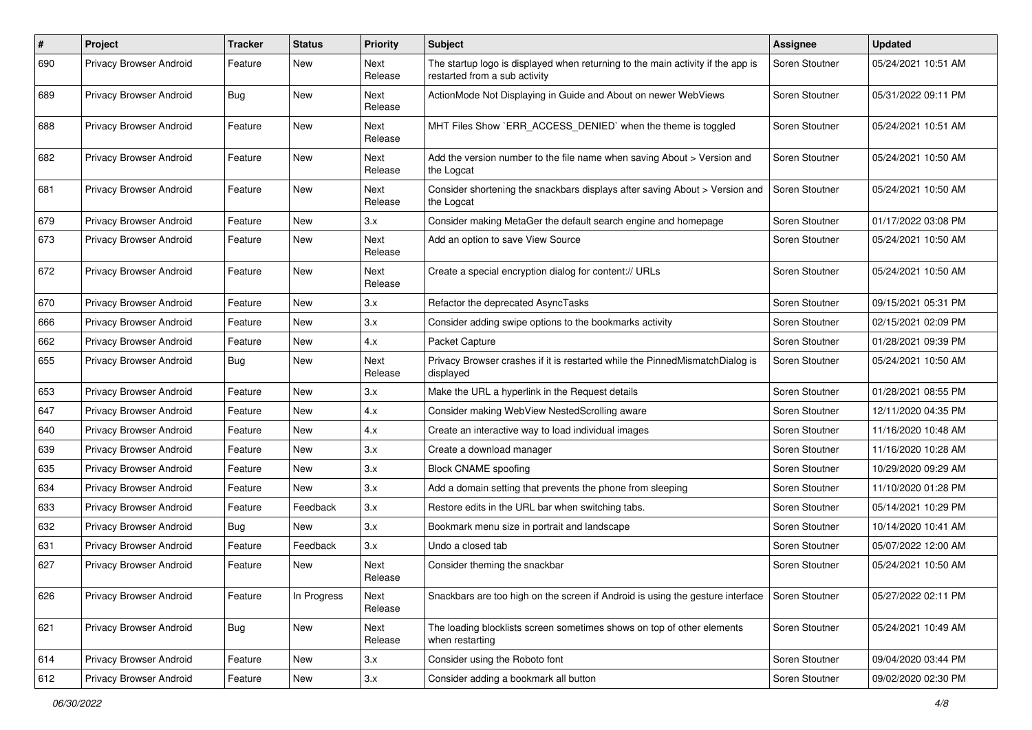| # | Project | Tracker | Status | Priority | Subject | Assignee | Updated |
|---|---|---|---|---|---|---|---|
| 690 | Privacy Browser Android | Feature | New | Next Release | The startup logo is displayed when returning to the main activity if the app is restarted from a sub activity | Soren Stoutner | 05/24/2021 10:51 AM |
| 689 | Privacy Browser Android | Bug | New | Next Release | ActionMode Not Displaying in Guide and About on newer WebViews | Soren Stoutner | 05/31/2022 09:11 PM |
| 688 | Privacy Browser Android | Feature | New | Next Release | MHT Files Show `ERR_ACCESS_DENIED` when the theme is toggled | Soren Stoutner | 05/24/2021 10:51 AM |
| 682 | Privacy Browser Android | Feature | New | Next Release | Add the version number to the file name when saving About > Version and the Logcat | Soren Stoutner | 05/24/2021 10:50 AM |
| 681 | Privacy Browser Android | Feature | New | Next Release | Consider shortening the snackbars displays after saving About > Version and the Logcat | Soren Stoutner | 05/24/2021 10:50 AM |
| 679 | Privacy Browser Android | Feature | New | 3.x | Consider making MetaGer the default search engine and homepage | Soren Stoutner | 01/17/2022 03:08 PM |
| 673 | Privacy Browser Android | Feature | New | Next Release | Add an option to save View Source | Soren Stoutner | 05/24/2021 10:50 AM |
| 672 | Privacy Browser Android | Feature | New | Next Release | Create a special encryption dialog for content:// URLs | Soren Stoutner | 05/24/2021 10:50 AM |
| 670 | Privacy Browser Android | Feature | New | 3.x | Refactor the deprecated AsyncTasks | Soren Stoutner | 09/15/2021 05:31 PM |
| 666 | Privacy Browser Android | Feature | New | 3.x | Consider adding swipe options to the bookmarks activity | Soren Stoutner | 02/15/2021 02:09 PM |
| 662 | Privacy Browser Android | Feature | New | 4.x | Packet Capture | Soren Stoutner | 01/28/2021 09:39 PM |
| 655 | Privacy Browser Android | Bug | New | Next Release | Privacy Browser crashes if it is restarted while the PinnedMismatchDialog is displayed | Soren Stoutner | 05/24/2021 10:50 AM |
| 653 | Privacy Browser Android | Feature | New | 3.x | Make the URL a hyperlink in the Request details | Soren Stoutner | 01/28/2021 08:55 PM |
| 647 | Privacy Browser Android | Feature | New | 4.x | Consider making WebView NestedScrolling aware | Soren Stoutner | 12/11/2020 04:35 PM |
| 640 | Privacy Browser Android | Feature | New | 4.x | Create an interactive way to load individual images | Soren Stoutner | 11/16/2020 10:48 AM |
| 639 | Privacy Browser Android | Feature | New | 3.x | Create a download manager | Soren Stoutner | 11/16/2020 10:28 AM |
| 635 | Privacy Browser Android | Feature | New | 3.x | Block CNAME spoofing | Soren Stoutner | 10/29/2020 09:29 AM |
| 634 | Privacy Browser Android | Feature | New | 3.x | Add a domain setting that prevents the phone from sleeping | Soren Stoutner | 11/10/2020 01:28 PM |
| 633 | Privacy Browser Android | Feature | Feedback | 3.x | Restore edits in the URL bar when switching tabs. | Soren Stoutner | 05/14/2021 10:29 PM |
| 632 | Privacy Browser Android | Bug | New | 3.x | Bookmark menu size in portrait and landscape | Soren Stoutner | 10/14/2020 10:41 AM |
| 631 | Privacy Browser Android | Feature | Feedback | 3.x | Undo a closed tab | Soren Stoutner | 05/07/2022 12:00 AM |
| 627 | Privacy Browser Android | Feature | New | Next Release | Consider theming the snackbar | Soren Stoutner | 05/24/2021 10:50 AM |
| 626 | Privacy Browser Android | Feature | In Progress | Next Release | Snackbars are too high on the screen if Android is using the gesture interface | Soren Stoutner | 05/27/2022 02:11 PM |
| 621 | Privacy Browser Android | Bug | New | Next Release | The loading blocklists screen sometimes shows on top of other elements when restarting | Soren Stoutner | 05/24/2021 10:49 AM |
| 614 | Privacy Browser Android | Feature | New | 3.x | Consider using the Roboto font | Soren Stoutner | 09/04/2020 03:44 PM |
| 612 | Privacy Browser Android | Feature | New | 3.x | Consider adding a bookmark all button | Soren Stoutner | 09/02/2020 02:30 PM |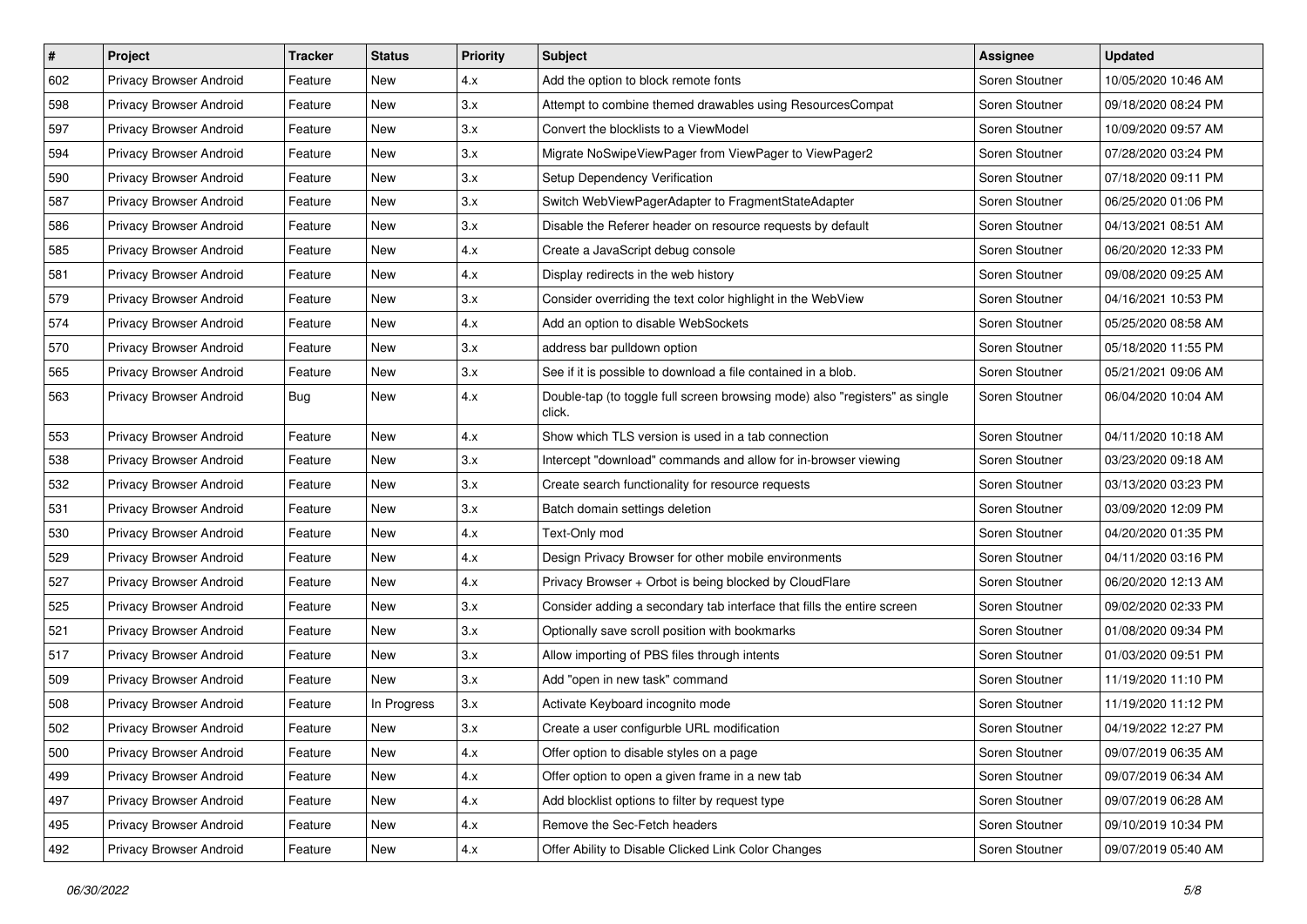| # | Project | Tracker | Status | Priority | Subject | Assignee | Updated |
|---|---|---|---|---|---|---|---|
| 602 | Privacy Browser Android | Feature | New | 4.x | Add the option to block remote fonts | Soren Stoutner | 10/05/2020 10:46 AM |
| 598 | Privacy Browser Android | Feature | New | 3.x | Attempt to combine themed drawables using ResourcesCompat | Soren Stoutner | 09/18/2020 08:24 PM |
| 597 | Privacy Browser Android | Feature | New | 3.x | Convert the blocklists to a ViewModel | Soren Stoutner | 10/09/2020 09:57 AM |
| 594 | Privacy Browser Android | Feature | New | 3.x | Migrate NoSwipeViewPager from ViewPager to ViewPager2 | Soren Stoutner | 07/28/2020 03:24 PM |
| 590 | Privacy Browser Android | Feature | New | 3.x | Setup Dependency Verification | Soren Stoutner | 07/18/2020 09:11 PM |
| 587 | Privacy Browser Android | Feature | New | 3.x | Switch WebViewPagerAdapter to FragmentStateAdapter | Soren Stoutner | 06/25/2020 01:06 PM |
| 586 | Privacy Browser Android | Feature | New | 3.x | Disable the Referer header on resource requests by default | Soren Stoutner | 04/13/2021 08:51 AM |
| 585 | Privacy Browser Android | Feature | New | 4.x | Create a JavaScript debug console | Soren Stoutner | 06/20/2020 12:33 PM |
| 581 | Privacy Browser Android | Feature | New | 4.x | Display redirects in the web history | Soren Stoutner | 09/08/2020 09:25 AM |
| 579 | Privacy Browser Android | Feature | New | 3.x | Consider overriding the text color highlight in the WebView | Soren Stoutner | 04/16/2021 10:53 PM |
| 574 | Privacy Browser Android | Feature | New | 4.x | Add an option to disable WebSockets | Soren Stoutner | 05/25/2020 08:58 AM |
| 570 | Privacy Browser Android | Feature | New | 3.x | address bar pulldown option | Soren Stoutner | 05/18/2020 11:55 PM |
| 565 | Privacy Browser Android | Feature | New | 3.x | See if it is possible to download a file contained in a blob. | Soren Stoutner | 05/21/2021 09:06 AM |
| 563 | Privacy Browser Android | Bug | New | 4.x | Double-tap (to toggle full screen browsing mode) also "registers" as single click. | Soren Stoutner | 06/04/2020 10:04 AM |
| 553 | Privacy Browser Android | Feature | New | 4.x | Show which TLS version is used in a tab connection | Soren Stoutner | 04/11/2020 10:18 AM |
| 538 | Privacy Browser Android | Feature | New | 3.x | Intercept "download" commands and allow for in-browser viewing | Soren Stoutner | 03/23/2020 09:18 AM |
| 532 | Privacy Browser Android | Feature | New | 3.x | Create search functionality for resource requests | Soren Stoutner | 03/13/2020 03:23 PM |
| 531 | Privacy Browser Android | Feature | New | 3.x | Batch domain settings deletion | Soren Stoutner | 03/09/2020 12:09 PM |
| 530 | Privacy Browser Android | Feature | New | 4.x | Text-Only mod | Soren Stoutner | 04/20/2020 01:35 PM |
| 529 | Privacy Browser Android | Feature | New | 4.x | Design Privacy Browser for other mobile environments | Soren Stoutner | 04/11/2020 03:16 PM |
| 527 | Privacy Browser Android | Feature | New | 4.x | Privacy Browser + Orbot is being blocked by CloudFlare | Soren Stoutner | 06/20/2020 12:13 AM |
| 525 | Privacy Browser Android | Feature | New | 3.x | Consider adding a secondary tab interface that fills the entire screen | Soren Stoutner | 09/02/2020 02:33 PM |
| 521 | Privacy Browser Android | Feature | New | 3.x | Optionally save scroll position with bookmarks | Soren Stoutner | 01/08/2020 09:34 PM |
| 517 | Privacy Browser Android | Feature | New | 3.x | Allow importing of PBS files through intents | Soren Stoutner | 01/03/2020 09:51 PM |
| 509 | Privacy Browser Android | Feature | New | 3.x | Add "open in new task" command | Soren Stoutner | 11/19/2020 11:10 PM |
| 508 | Privacy Browser Android | Feature | In Progress | 3.x | Activate Keyboard incognito mode | Soren Stoutner | 11/19/2020 11:12 PM |
| 502 | Privacy Browser Android | Feature | New | 3.x | Create a user configurble URL modification | Soren Stoutner | 04/19/2022 12:27 PM |
| 500 | Privacy Browser Android | Feature | New | 4.x | Offer option to disable styles on a page | Soren Stoutner | 09/07/2019 06:35 AM |
| 499 | Privacy Browser Android | Feature | New | 4.x | Offer option to open a given frame in a new tab | Soren Stoutner | 09/07/2019 06:34 AM |
| 497 | Privacy Browser Android | Feature | New | 4.x | Add blocklist options to filter by request type | Soren Stoutner | 09/07/2019 06:28 AM |
| 495 | Privacy Browser Android | Feature | New | 4.x | Remove the Sec-Fetch headers | Soren Stoutner | 09/10/2019 10:34 PM |
| 492 | Privacy Browser Android | Feature | New | 4.x | Offer Ability to Disable Clicked Link Color Changes | Soren Stoutner | 09/07/2019 05:40 AM |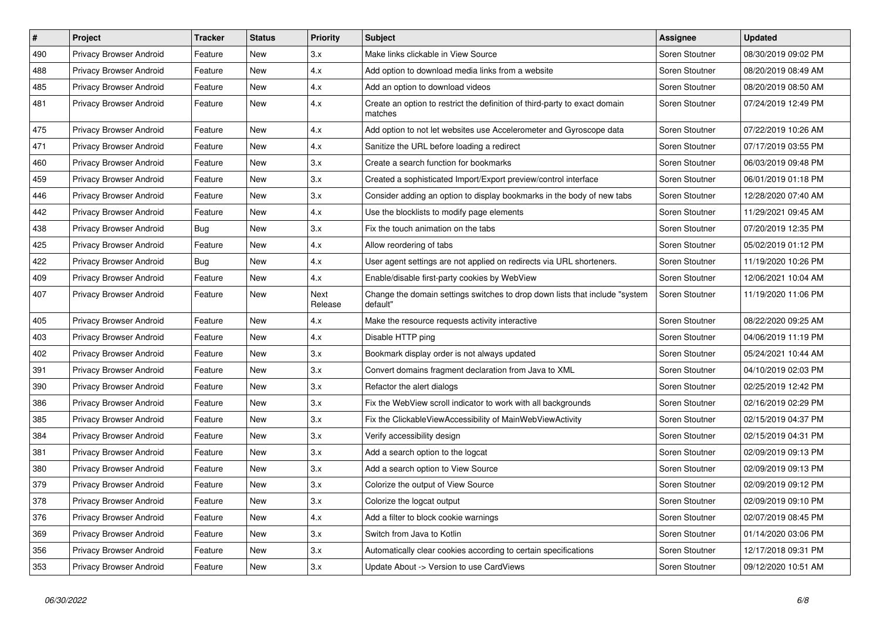| # | Project | Tracker | Status | Priority | Subject | Assignee | Updated |
|---|---|---|---|---|---|---|---|
| 490 | Privacy Browser Android | Feature | New | 3.x | Make links clickable in View Source | Soren Stoutner | 08/30/2019 09:02 PM |
| 488 | Privacy Browser Android | Feature | New | 4.x | Add option to download media links from a website | Soren Stoutner | 08/20/2019 08:49 AM |
| 485 | Privacy Browser Android | Feature | New | 4.x | Add an option to download videos | Soren Stoutner | 08/20/2019 08:50 AM |
| 481 | Privacy Browser Android | Feature | New | 4.x | Create an option to restrict the definition of third-party to exact domain matches | Soren Stoutner | 07/24/2019 12:49 PM |
| 475 | Privacy Browser Android | Feature | New | 4.x | Add option to not let websites use Accelerometer and Gyroscope data | Soren Stoutner | 07/22/2019 10:26 AM |
| 471 | Privacy Browser Android | Feature | New | 4.x | Sanitize the URL before loading a redirect | Soren Stoutner | 07/17/2019 03:55 PM |
| 460 | Privacy Browser Android | Feature | New | 3.x | Create a search function for bookmarks | Soren Stoutner | 06/03/2019 09:48 PM |
| 459 | Privacy Browser Android | Feature | New | 3.x | Created a sophisticated Import/Export preview/control interface | Soren Stoutner | 06/01/2019 01:18 PM |
| 446 | Privacy Browser Android | Feature | New | 3.x | Consider adding an option to display bookmarks in the body of new tabs | Soren Stoutner | 12/28/2020 07:40 AM |
| 442 | Privacy Browser Android | Feature | New | 4.x | Use the blocklists to modify page elements | Soren Stoutner | 11/29/2021 09:45 AM |
| 438 | Privacy Browser Android | Bug | New | 3.x | Fix the touch animation on the tabs | Soren Stoutner | 07/20/2019 12:35 PM |
| 425 | Privacy Browser Android | Feature | New | 4.x | Allow reordering of tabs | Soren Stoutner | 05/02/2019 01:12 PM |
| 422 | Privacy Browser Android | Bug | New | 4.x | User agent settings are not applied on redirects via URL shorteners. | Soren Stoutner | 11/19/2020 10:26 PM |
| 409 | Privacy Browser Android | Feature | New | 4.x | Enable/disable first-party cookies by WebView | Soren Stoutner | 12/06/2021 10:04 AM |
| 407 | Privacy Browser Android | Feature | New | Next Release | Change the domain settings switches to drop down lists that include "system default" | Soren Stoutner | 11/19/2020 11:06 PM |
| 405 | Privacy Browser Android | Feature | New | 4.x | Make the resource requests activity interactive | Soren Stoutner | 08/22/2020 09:25 AM |
| 403 | Privacy Browser Android | Feature | New | 4.x | Disable HTTP ping | Soren Stoutner | 04/06/2019 11:19 PM |
| 402 | Privacy Browser Android | Feature | New | 3.x | Bookmark display order is not always updated | Soren Stoutner | 05/24/2021 10:44 AM |
| 391 | Privacy Browser Android | Feature | New | 3.x | Convert domains fragment declaration from Java to XML | Soren Stoutner | 04/10/2019 02:03 PM |
| 390 | Privacy Browser Android | Feature | New | 3.x | Refactor the alert dialogs | Soren Stoutner | 02/25/2019 12:42 PM |
| 386 | Privacy Browser Android | Feature | New | 3.x | Fix the WebView scroll indicator to work with all backgrounds | Soren Stoutner | 02/16/2019 02:29 PM |
| 385 | Privacy Browser Android | Feature | New | 3.x | Fix the ClickableViewAccessibility of MainWebViewActivity | Soren Stoutner | 02/15/2019 04:37 PM |
| 384 | Privacy Browser Android | Feature | New | 3.x | Verify accessibility design | Soren Stoutner | 02/15/2019 04:31 PM |
| 381 | Privacy Browser Android | Feature | New | 3.x | Add a search option to the logcat | Soren Stoutner | 02/09/2019 09:13 PM |
| 380 | Privacy Browser Android | Feature | New | 3.x | Add a search option to View Source | Soren Stoutner | 02/09/2019 09:13 PM |
| 379 | Privacy Browser Android | Feature | New | 3.x | Colorize the output of View Source | Soren Stoutner | 02/09/2019 09:12 PM |
| 378 | Privacy Browser Android | Feature | New | 3.x | Colorize the logcat output | Soren Stoutner | 02/09/2019 09:10 PM |
| 376 | Privacy Browser Android | Feature | New | 4.x | Add a filter to block cookie warnings | Soren Stoutner | 02/07/2019 08:45 PM |
| 369 | Privacy Browser Android | Feature | New | 3.x | Switch from Java to Kotlin | Soren Stoutner | 01/14/2020 03:06 PM |
| 356 | Privacy Browser Android | Feature | New | 3.x | Automatically clear cookies according to certain specifications | Soren Stoutner | 12/17/2018 09:31 PM |
| 353 | Privacy Browser Android | Feature | New | 3.x | Update About -> Version to use CardViews | Soren Stoutner | 09/12/2020 10:51 AM |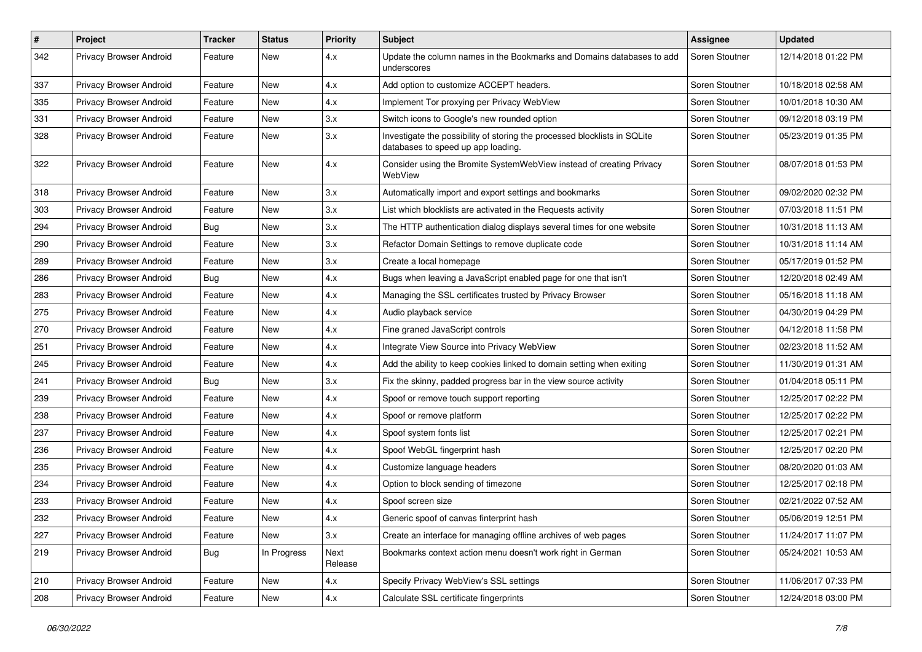| # | Project | Tracker | Status | Priority | Subject | Assignee | Updated |
|---|---|---|---|---|---|---|---|
| 342 | Privacy Browser Android | Feature | New | 4.x | Update the column names in the Bookmarks and Domains databases to add underscores | Soren Stoutner | 12/14/2018 01:22 PM |
| 337 | Privacy Browser Android | Feature | New | 4.x | Add option to customize ACCEPT headers. | Soren Stoutner | 10/18/2018 02:58 AM |
| 335 | Privacy Browser Android | Feature | New | 4.x | Implement Tor proxying per Privacy WebView | Soren Stoutner | 10/01/2018 10:30 AM |
| 331 | Privacy Browser Android | Feature | New | 3.x | Switch icons to Google's new rounded option | Soren Stoutner | 09/12/2018 03:19 PM |
| 328 | Privacy Browser Android | Feature | New | 3.x | Investigate the possibility of storing the processed blocklists in SQLite databases to speed up app loading. | Soren Stoutner | 05/23/2019 01:35 PM |
| 322 | Privacy Browser Android | Feature | New | 4.x | Consider using the Bromite SystemWebView instead of creating Privacy WebView | Soren Stoutner | 08/07/2018 01:53 PM |
| 318 | Privacy Browser Android | Feature | New | 3.x | Automatically import and export settings and bookmarks | Soren Stoutner | 09/02/2020 02:32 PM |
| 303 | Privacy Browser Android | Feature | New | 3.x | List which blocklists are activated in the Requests activity | Soren Stoutner | 07/03/2018 11:51 PM |
| 294 | Privacy Browser Android | Bug | New | 3.x | The HTTP authentication dialog displays several times for one website | Soren Stoutner | 10/31/2018 11:13 AM |
| 290 | Privacy Browser Android | Feature | New | 3.x | Refactor Domain Settings to remove duplicate code | Soren Stoutner | 10/31/2018 11:14 AM |
| 289 | Privacy Browser Android | Feature | New | 3.x | Create a local homepage | Soren Stoutner | 05/17/2019 01:52 PM |
| 286 | Privacy Browser Android | Bug | New | 4.x | Bugs when leaving a JavaScript enabled page for one that isn't | Soren Stoutner | 12/20/2018 02:49 AM |
| 283 | Privacy Browser Android | Feature | New | 4.x | Managing the SSL certificates trusted by Privacy Browser | Soren Stoutner | 05/16/2018 11:18 AM |
| 275 | Privacy Browser Android | Feature | New | 4.x | Audio playback service | Soren Stoutner | 04/30/2019 04:29 PM |
| 270 | Privacy Browser Android | Feature | New | 4.x | Fine graned JavaScript controls | Soren Stoutner | 04/12/2018 11:58 PM |
| 251 | Privacy Browser Android | Feature | New | 4.x | Integrate View Source into Privacy WebView | Soren Stoutner | 02/23/2018 11:52 AM |
| 245 | Privacy Browser Android | Feature | New | 4.x | Add the ability to keep cookies linked to domain setting when exiting | Soren Stoutner | 11/30/2019 01:31 AM |
| 241 | Privacy Browser Android | Bug | New | 3.x | Fix the skinny, padded progress bar in the view source activity | Soren Stoutner | 01/04/2018 05:11 PM |
| 239 | Privacy Browser Android | Feature | New | 4.x | Spoof or remove touch support reporting | Soren Stoutner | 12/25/2017 02:22 PM |
| 238 | Privacy Browser Android | Feature | New | 4.x | Spoof or remove platform | Soren Stoutner | 12/25/2017 02:22 PM |
| 237 | Privacy Browser Android | Feature | New | 4.x | Spoof system fonts list | Soren Stoutner | 12/25/2017 02:21 PM |
| 236 | Privacy Browser Android | Feature | New | 4.x | Spoof WebGL fingerprint hash | Soren Stoutner | 12/25/2017 02:20 PM |
| 235 | Privacy Browser Android | Feature | New | 4.x | Customize language headers | Soren Stoutner | 08/20/2020 01:03 AM |
| 234 | Privacy Browser Android | Feature | New | 4.x | Option to block sending of timezone | Soren Stoutner | 12/25/2017 02:18 PM |
| 233 | Privacy Browser Android | Feature | New | 4.x | Spoof screen size | Soren Stoutner | 02/21/2022 07:52 AM |
| 232 | Privacy Browser Android | Feature | New | 4.x | Generic spoof of canvas finterprint hash | Soren Stoutner | 05/06/2019 12:51 PM |
| 227 | Privacy Browser Android | Feature | New | 3.x | Create an interface for managing offline archives of web pages | Soren Stoutner | 11/24/2017 11:07 PM |
| 219 | Privacy Browser Android | Bug | In Progress | Next Release | Bookmarks context action menu doesn't work right in German | Soren Stoutner | 05/24/2021 10:53 AM |
| 210 | Privacy Browser Android | Feature | New | 4.x | Specify Privacy WebView's SSL settings | Soren Stoutner | 11/06/2017 07:33 PM |
| 208 | Privacy Browser Android | Feature | New | 4.x | Calculate SSL certificate fingerprints | Soren Stoutner | 12/24/2018 03:00 PM |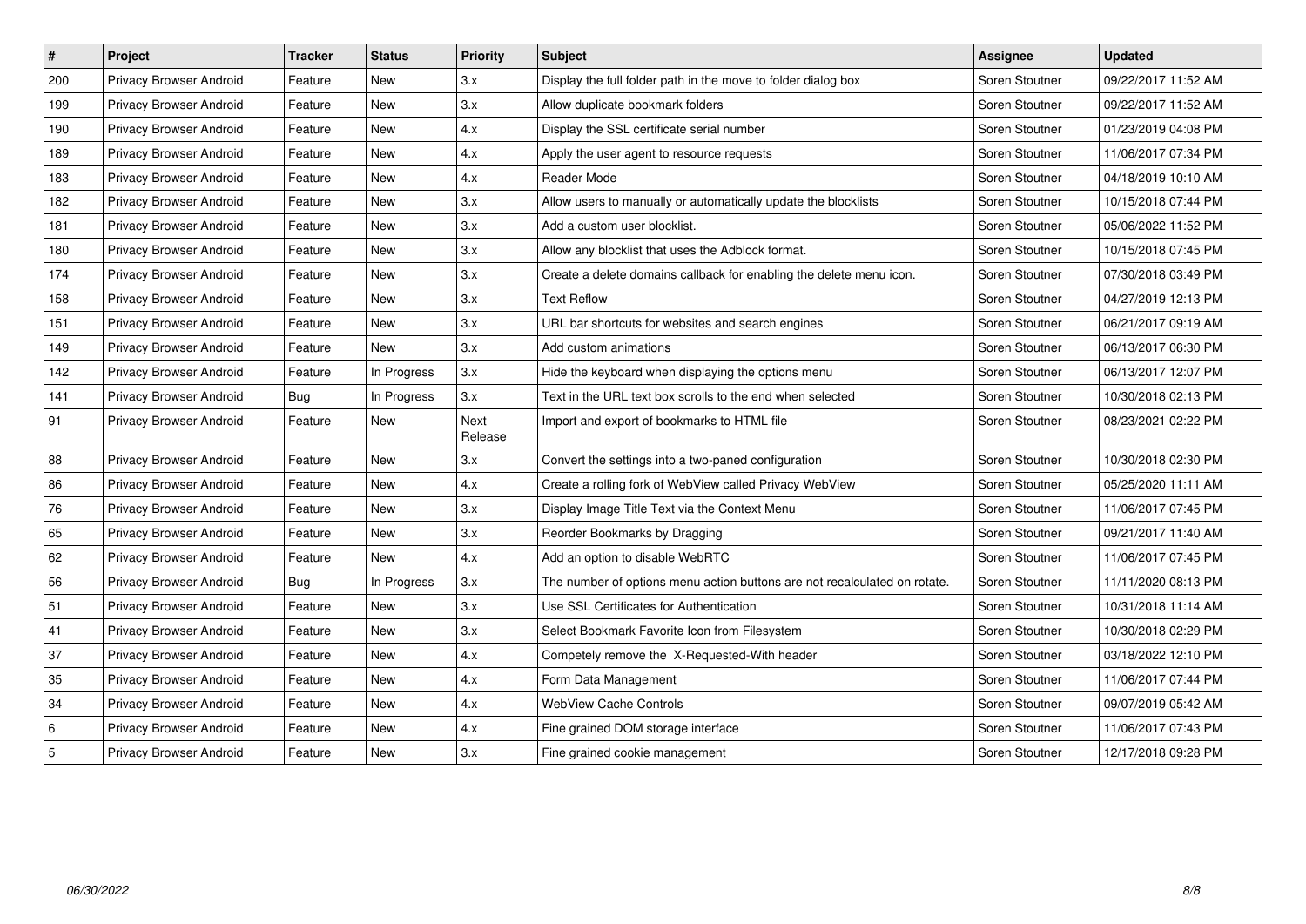| # | Project | Tracker | Status | Priority | Subject | Assignee | Updated |
|---|---|---|---|---|---|---|---|
| 200 | Privacy Browser Android | Feature | New | 3.x | Display the full folder path in the move to folder dialog box | Soren Stoutner | 09/22/2017 11:52 AM |
| 199 | Privacy Browser Android | Feature | New | 3.x | Allow duplicate bookmark folders | Soren Stoutner | 09/22/2017 11:52 AM |
| 190 | Privacy Browser Android | Feature | New | 4.x | Display the SSL certificate serial number | Soren Stoutner | 01/23/2019 04:08 PM |
| 189 | Privacy Browser Android | Feature | New | 4.x | Apply the user agent to resource requests | Soren Stoutner | 11/06/2017 07:34 PM |
| 183 | Privacy Browser Android | Feature | New | 4.x | Reader Mode | Soren Stoutner | 04/18/2019 10:10 AM |
| 182 | Privacy Browser Android | Feature | New | 3.x | Allow users to manually or automatically update the blocklists | Soren Stoutner | 10/15/2018 07:44 PM |
| 181 | Privacy Browser Android | Feature | New | 3.x | Add a custom user blocklist. | Soren Stoutner | 05/06/2022 11:52 PM |
| 180 | Privacy Browser Android | Feature | New | 3.x | Allow any blocklist that uses the Adblock format. | Soren Stoutner | 10/15/2018 07:45 PM |
| 174 | Privacy Browser Android | Feature | New | 3.x | Create a delete domains callback for enabling the delete menu icon. | Soren Stoutner | 07/30/2018 03:49 PM |
| 158 | Privacy Browser Android | Feature | New | 3.x | Text Reflow | Soren Stoutner | 04/27/2019 12:13 PM |
| 151 | Privacy Browser Android | Feature | New | 3.x | URL bar shortcuts for websites and search engines | Soren Stoutner | 06/21/2017 09:19 AM |
| 149 | Privacy Browser Android | Feature | New | 3.x | Add custom animations | Soren Stoutner | 06/13/2017 06:30 PM |
| 142 | Privacy Browser Android | Feature | In Progress | 3.x | Hide the keyboard when displaying the options menu | Soren Stoutner | 06/13/2017 12:07 PM |
| 141 | Privacy Browser Android | Bug | In Progress | 3.x | Text in the URL text box scrolls to the end when selected | Soren Stoutner | 10/30/2018 02:13 PM |
| 91 | Privacy Browser Android | Feature | New | Next Release | Import and export of bookmarks to HTML file | Soren Stoutner | 08/23/2021 02:22 PM |
| 88 | Privacy Browser Android | Feature | New | 3.x | Convert the settings into a two-paned configuration | Soren Stoutner | 10/30/2018 02:30 PM |
| 86 | Privacy Browser Android | Feature | New | 4.x | Create a rolling fork of WebView called Privacy WebView | Soren Stoutner | 05/25/2020 11:11 AM |
| 76 | Privacy Browser Android | Feature | New | 3.x | Display Image Title Text via the Context Menu | Soren Stoutner | 11/06/2017 07:45 PM |
| 65 | Privacy Browser Android | Feature | New | 3.x | Reorder Bookmarks by Dragging | Soren Stoutner | 09/21/2017 11:40 AM |
| 62 | Privacy Browser Android | Feature | New | 4.x | Add an option to disable WebRTC | Soren Stoutner | 11/06/2017 07:45 PM |
| 56 | Privacy Browser Android | Bug | In Progress | 3.x | The number of options menu action buttons are not recalculated on rotate. | Soren Stoutner | 11/11/2020 08:13 PM |
| 51 | Privacy Browser Android | Feature | New | 3.x | Use SSL Certificates for Authentication | Soren Stoutner | 10/31/2018 11:14 AM |
| 41 | Privacy Browser Android | Feature | New | 3.x | Select Bookmark Favorite Icon from Filesystem | Soren Stoutner | 10/30/2018 02:29 PM |
| 37 | Privacy Browser Android | Feature | New | 4.x | Competely remove the X-Requested-With header | Soren Stoutner | 03/18/2022 12:10 PM |
| 35 | Privacy Browser Android | Feature | New | 4.x | Form Data Management | Soren Stoutner | 11/06/2017 07:44 PM |
| 34 | Privacy Browser Android | Feature | New | 4.x | WebView Cache Controls | Soren Stoutner | 09/07/2019 05:42 AM |
| 6 | Privacy Browser Android | Feature | New | 4.x | Fine grained DOM storage interface | Soren Stoutner | 11/06/2017 07:43 PM |
| 5 | Privacy Browser Android | Feature | New | 3.x | Fine grained cookie management | Soren Stoutner | 12/17/2018 09:28 PM |